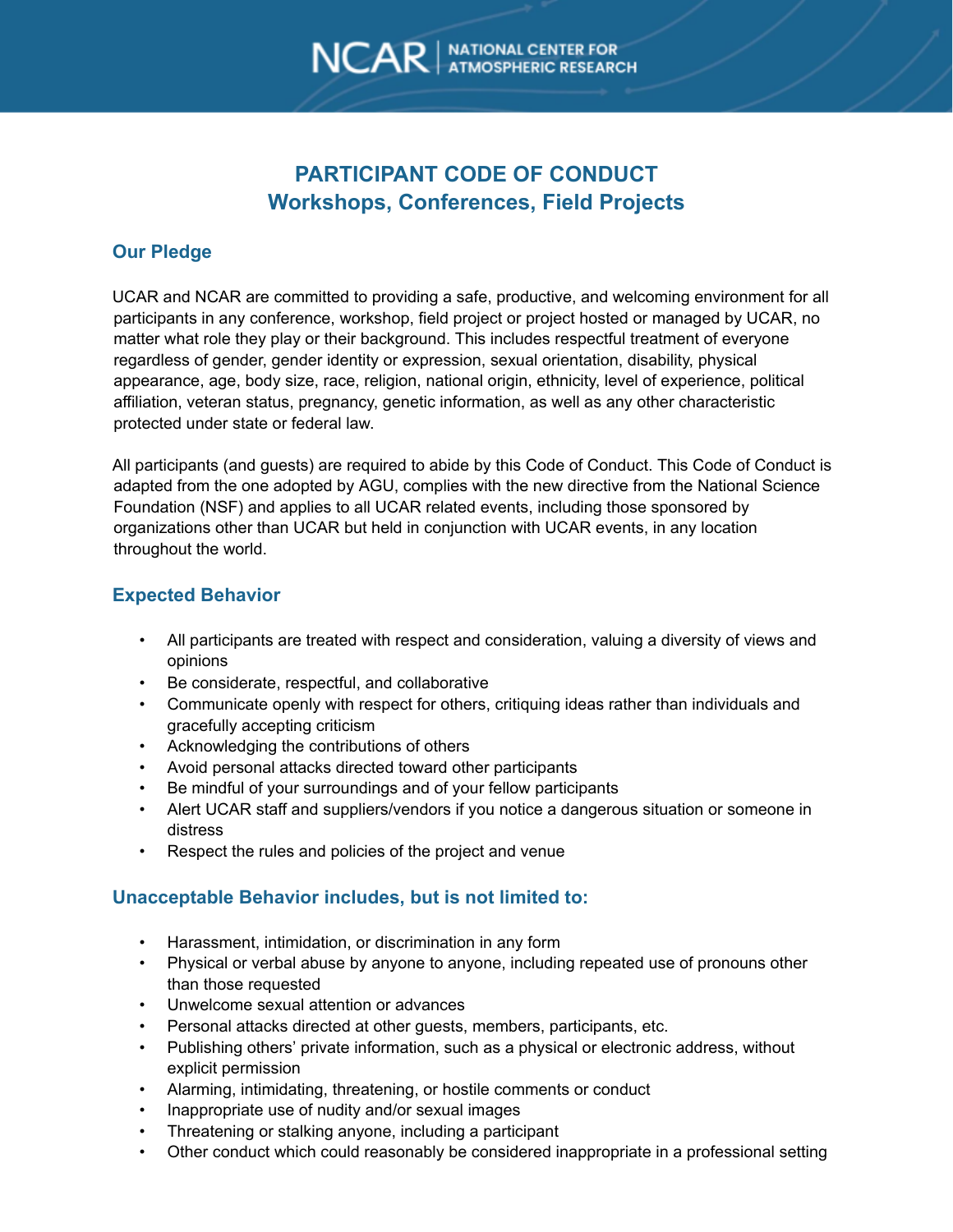# PARTICIPANT CODE OF CONDUCT
## Workshops, Conferences, Field Projects

### Our Pledge

UCAR and NCAR are committed to providing a safe, productive, and welcoming environment for all participants in any conference, workshop, field project or project hosted or managed by UCAR, no matter what role they play or their background. This includes respectful treatment of everyone regardless of gender, gender identity or expression, sexual orientation, disability, physical appearance, age, body size, race, religion, national origin, ethnicity, level of experience, political affiliation, veteran status, pregnancy, genetic information, as well as any other characteristic protected under state or federal law.

All participants (and guests) are required to abide by this Code of Conduct. This Code of Conduct is adapted from the one adopted by AGU, complies with the new directive from the National Science Foundation (NSF) and applies to all UCAR related events, including those sponsored by organizations other than UCAR but held in conjunction with UCAR events, in any location throughout the world.

### Expected Behavior

- All participants are treated with respect and consideration, valuing a diversity of views and opinions
- Be considerate, respectful, and collaborative
- Communicate openly with respect for others, critiquing ideas rather than individuals and gracefully accepting criticism
- Acknowledging the contributions of others
- Avoid personal attacks directed toward other participants
- Be mindful of your surroundings and of your fellow participants
- Alert UCAR staff and suppliers/vendors if you notice a dangerous situation or someone in distress
- Respect the rules and policies of the project and venue

### Unacceptable Behavior includes, but is not limited to:

- Harassment, intimidation, or discrimination in any form
- Physical or verbal abuse by anyone to anyone, including repeated use of pronouns other than those requested
- Unwelcome sexual attention or advances
- Personal attacks directed at other guests, members, participants, etc.
- Publishing others' private information, such as a physical or electronic address, without explicit permission
- Alarming, intimidating, threatening, or hostile comments or conduct
- Inappropriate use of nudity and/or sexual images
- Threatening or stalking anyone, including a participant
- Other conduct which could reasonably be considered inappropriate in a professional setting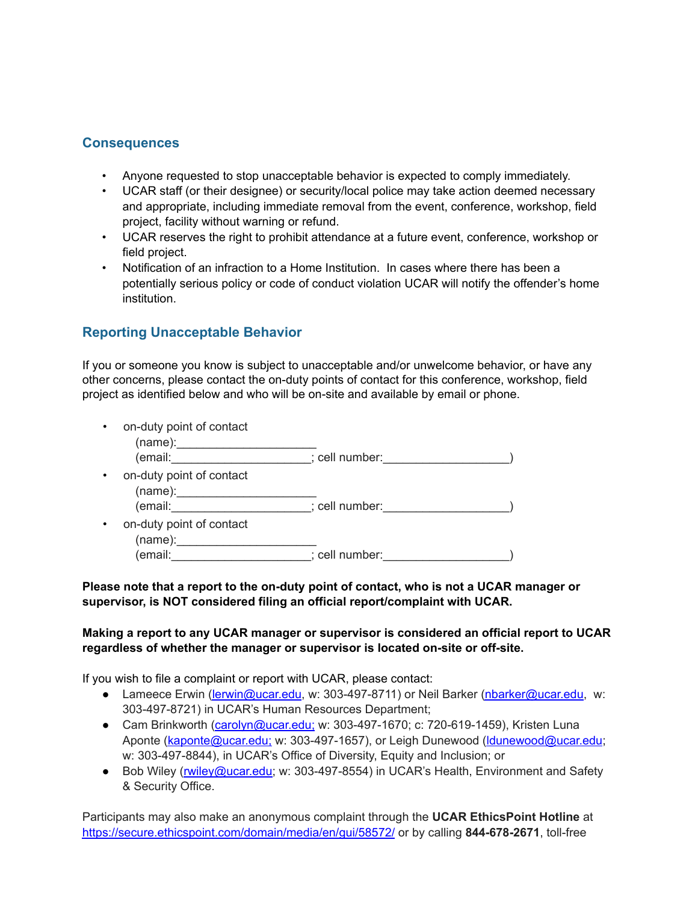## Consequences

- Anyone requested to stop unacceptable behavior is expected to comply immediately.
- UCAR staff (or their designee) or security/local police may take action deemed necessary and appropriate, including immediate removal from the event, conference, workshop, field project, facility without warning or refund.
- UCAR reserves the right to prohibit attendance at a future event, conference, workshop or field project.
- Notification of an infraction to a Home Institution. In cases where there has been a potentially serious policy or code of conduct violation UCAR will notify the offender's home institution.

## Reporting Unacceptable Behavior

If you or someone you know is subject to unacceptable and/or unwelcome behavior, or have any other concerns, please contact the on-duty points of contact for this conference, workshop, field project as identified below and who will be on-site and available by email or phone.

- on-duty point of contact
  (name):_____________________
  (email:_____________________; cell number:___________________)
- on-duty point of contact
  (name):_____________________
  (email:_____________________; cell number:___________________)
- on-duty point of contact
  (name):_____________________
  (email:_____________________; cell number:___________________)

**Please note that a report to the on-duty point of contact, who is not a UCAR manager or supervisor, is NOT considered filing an official report/complaint with UCAR.**

**Making a report to any UCAR manager or supervisor is considered an official report to UCAR regardless of whether the manager or supervisor is located on-site or off-site.**

If you wish to file a complaint or report with UCAR, please contact:

- Lameece Erwin (lerwin@ucar.edu, w: 303-497-8711) or Neil Barker (nbarker@ucar.edu, w: 303-497-8721) in UCAR's Human Resources Department;
- Cam Brinkworth (carolyn@ucar.edu; w: 303-497-1670; c: 720-619-1459), Kristen Luna Aponte (kaponte@ucar.edu; w: 303-497-1657), or Leigh Dunewood (ldunewood@ucar.edu; w: 303-497-8844), in UCAR's Office of Diversity, Equity and Inclusion; or
- Bob Wiley (rwiley@ucar.edu; w: 303-497-8554) in UCAR's Health, Environment and Safety & Security Office.

Participants may also make an anonymous complaint through the **UCAR EthicsPoint Hotline** at https://secure.ethicspoint.com/domain/media/en/gui/58572/ or by calling **844-678-2671**, toll-free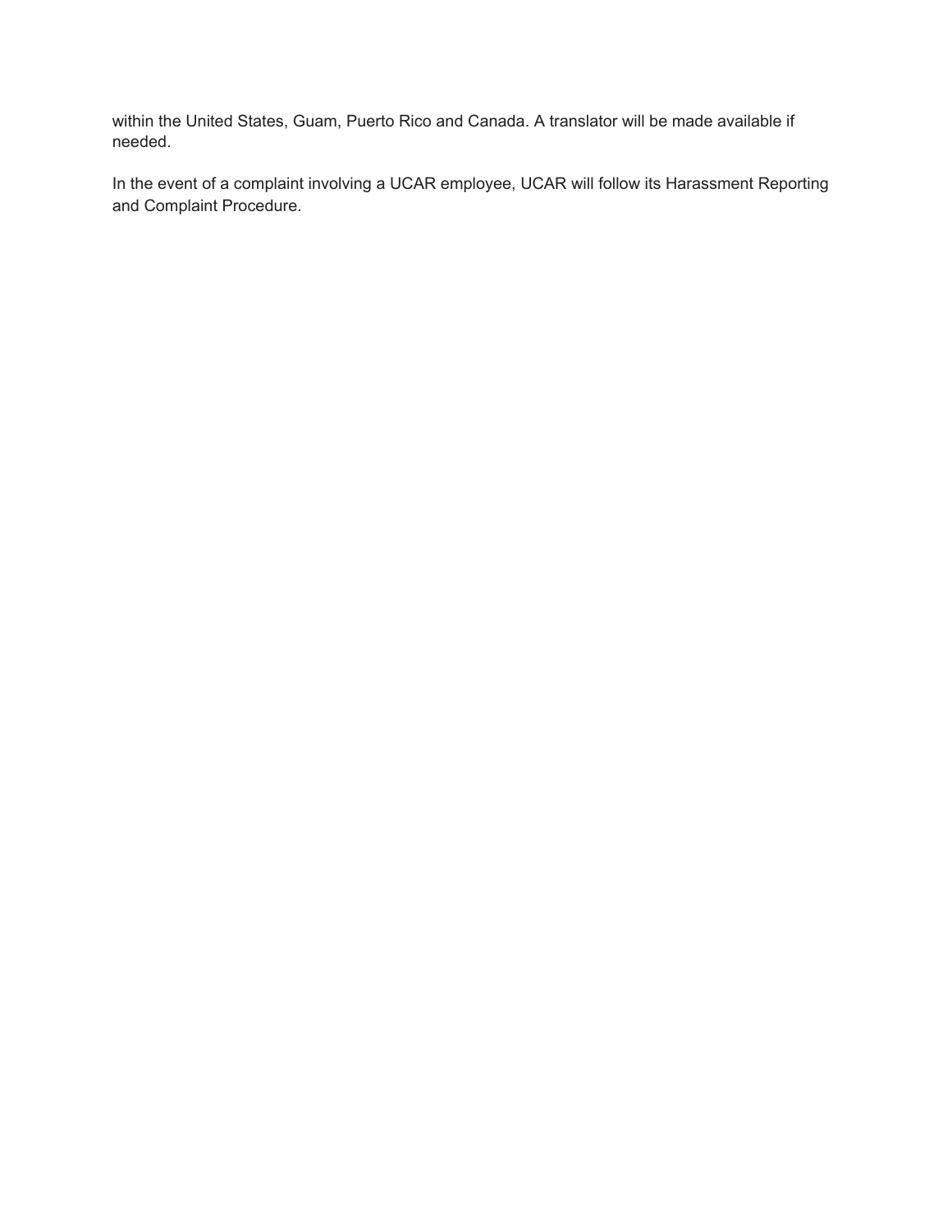within the United States, Guam, Puerto Rico and Canada. A translator will be made available if needed.

In the event of a complaint involving a UCAR employee, UCAR will follow its Harassment Reporting and Complaint Procedure.